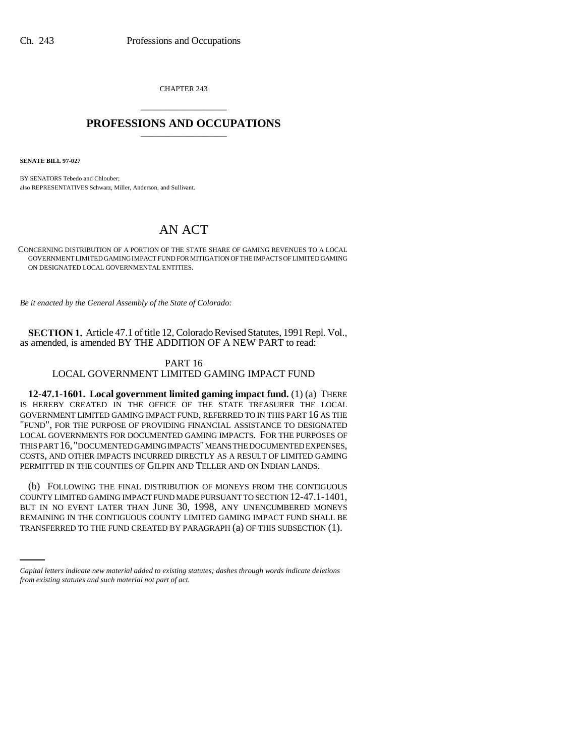CHAPTER 243

## PROFESSIONS AND OCCUPATIONS

**SENATE BILL 97-027**

BY SENATORS Tebedo and Chlouber;
also REPRESENTATIVES Schwarz, Miller, Anderson, and Sullivant.

# AN ACT

CONCERNING DISTRIBUTION OF A PORTION OF THE STATE SHARE OF GAMING REVENUES TO A LOCAL GOVERNMENT LIMITED GAMING IMPACT FUND FOR MITIGATION OF THE IMPACTS OF LIMITED GAMING ON DESIGNATED LOCAL GOVERNMENTAL ENTITIES.

*Be it enacted by the General Assembly of the State of Colorado:*

**SECTION 1.** Article 47.1 of title 12, Colorado Revised Statutes, 1991 Repl. Vol., as amended, is amended BY THE ADDITION OF A NEW PART to read:

PART 16
LOCAL GOVERNMENT LIMITED GAMING IMPACT FUND

**12-47.1-1601. Local government limited gaming impact fund.** (1) (a) THERE IS HEREBY CREATED IN THE OFFICE OF THE STATE TREASURER THE LOCAL GOVERNMENT LIMITED GAMING IMPACT FUND, REFERRED TO IN THIS PART 16 AS THE "FUND", FOR THE PURPOSE OF PROVIDING FINANCIAL ASSISTANCE TO DESIGNATED LOCAL GOVERNMENTS FOR DOCUMENTED GAMING IMPACTS. FOR THE PURPOSES OF THIS PART 16, "DOCUMENTED GAMING IMPACTS" MEANS THE DOCUMENTED EXPENSES, COSTS, AND OTHER IMPACTS INCURRED DIRECTLY AS A RESULT OF LIMITED GAMING PERMITTED IN THE COUNTIES OF GILPIN AND TELLER AND ON INDIAN LANDS.

(b) FOLLOWING THE FINAL DISTRIBUTION OF MONEYS FROM THE CONTIGUOUS COUNTY LIMITED GAMING IMPACT FUND MADE PURSUANT TO SECTION 12-47.1-1401, BUT IN NO EVENT LATER THAN JUNE 30, 1998, ANY UNENCUMBERED MONEYS REMAINING IN THE CONTIGUOUS COUNTY LIMITED GAMING IMPACT FUND SHALL BE TRANSFERRED TO THE FUND CREATED BY PARAGRAPH (a) OF THIS SUBSECTION (1).

*Capital letters indicate new material added to existing statutes; dashes through words indicate deletions from existing statutes and such material not part of act.*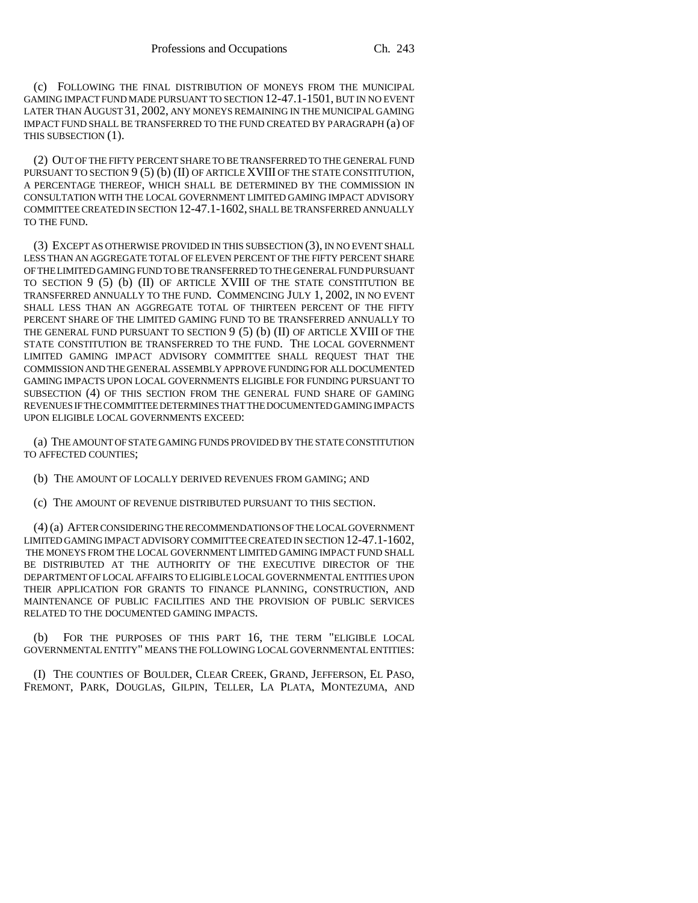(c) FOLLOWING THE FINAL DISTRIBUTION OF MONEYS FROM THE MUNICIPAL GAMING IMPACT FUND MADE PURSUANT TO SECTION 12-47.1-1501, BUT IN NO EVENT LATER THAN AUGUST 31, 2002, ANY MONEYS REMAINING IN THE MUNICIPAL GAMING IMPACT FUND SHALL BE TRANSFERRED TO THE FUND CREATED BY PARAGRAPH (a) OF THIS SUBSECTION (1).

(2) OUT OF THE FIFTY PERCENT SHARE TO BE TRANSFERRED TO THE GENERAL FUND PURSUANT TO SECTION 9 (5) (b) (II) OF ARTICLE XVIII OF THE STATE CONSTITUTION, A PERCENTAGE THEREOF, WHICH SHALL BE DETERMINED BY THE COMMISSION IN CONSULTATION WITH THE LOCAL GOVERNMENT LIMITED GAMING IMPACT ADVISORY COMMITTEE CREATED IN SECTION 12-47.1-1602, SHALL BE TRANSFERRED ANNUALLY TO THE FUND.

(3) EXCEPT AS OTHERWISE PROVIDED IN THIS SUBSECTION (3), IN NO EVENT SHALL LESS THAN AN AGGREGATE TOTAL OF ELEVEN PERCENT OF THE FIFTY PERCENT SHARE OF THE LIMITED GAMING FUND TO BE TRANSFERRED TO THE GENERAL FUND PURSUANT TO SECTION 9 (5) (b) (II) OF ARTICLE XVIII OF THE STATE CONSTITUTION BE TRANSFERRED ANNUALLY TO THE FUND. COMMENCING JULY 1, 2002, IN NO EVENT SHALL LESS THAN AN AGGREGATE TOTAL OF THIRTEEN PERCENT OF THE FIFTY PERCENT SHARE OF THE LIMITED GAMING FUND TO BE TRANSFERRED ANNUALLY TO THE GENERAL FUND PURSUANT TO SECTION 9 (5) (b) (II) OF ARTICLE XVIII OF THE STATE CONSTITUTION BE TRANSFERRED TO THE FUND. THE LOCAL GOVERNMENT LIMITED GAMING IMPACT ADVISORY COMMITTEE SHALL REQUEST THAT THE COMMISSION AND THE GENERAL ASSEMBLY APPROVE FUNDING FOR ALL DOCUMENTED GAMING IMPACTS UPON LOCAL GOVERNMENTS ELIGIBLE FOR FUNDING PURSUANT TO SUBSECTION (4) OF THIS SECTION FROM THE GENERAL FUND SHARE OF GAMING REVENUES IF THE COMMITTEE DETERMINES THAT THE DOCUMENTED GAMING IMPACTS UPON ELIGIBLE LOCAL GOVERNMENTS EXCEED:

(a) THE AMOUNT OF STATE GAMING FUNDS PROVIDED BY THE STATE CONSTITUTION TO AFFECTED COUNTIES;

(b) THE AMOUNT OF LOCALLY DERIVED REVENUES FROM GAMING; AND

(c) THE AMOUNT OF REVENUE DISTRIBUTED PURSUANT TO THIS SECTION.

(4) (a) AFTER CONSIDERING THE RECOMMENDATIONS OF THE LOCAL GOVERNMENT LIMITED GAMING IMPACT ADVISORY COMMITTEE CREATED IN SECTION 12-47.1-1602, THE MONEYS FROM THE LOCAL GOVERNMENT LIMITED GAMING IMPACT FUND SHALL BE DISTRIBUTED AT THE AUTHORITY OF THE EXECUTIVE DIRECTOR OF THE DEPARTMENT OF LOCAL AFFAIRS TO ELIGIBLE LOCAL GOVERNMENTAL ENTITIES UPON THEIR APPLICATION FOR GRANTS TO FINANCE PLANNING, CONSTRUCTION, AND MAINTENANCE OF PUBLIC FACILITIES AND THE PROVISION OF PUBLIC SERVICES RELATED TO THE DOCUMENTED GAMING IMPACTS.

(b) FOR THE PURPOSES OF THIS PART 16, THE TERM "ELIGIBLE LOCAL GOVERNMENTAL ENTITY" MEANS THE FOLLOWING LOCAL GOVERNMENTAL ENTITIES:

(I) THE COUNTIES OF BOULDER, CLEAR CREEK, GRAND, JEFFERSON, EL PASO, FREMONT, PARK, DOUGLAS, GILPIN, TELLER, LA PLATA, MONTEZUMA, AND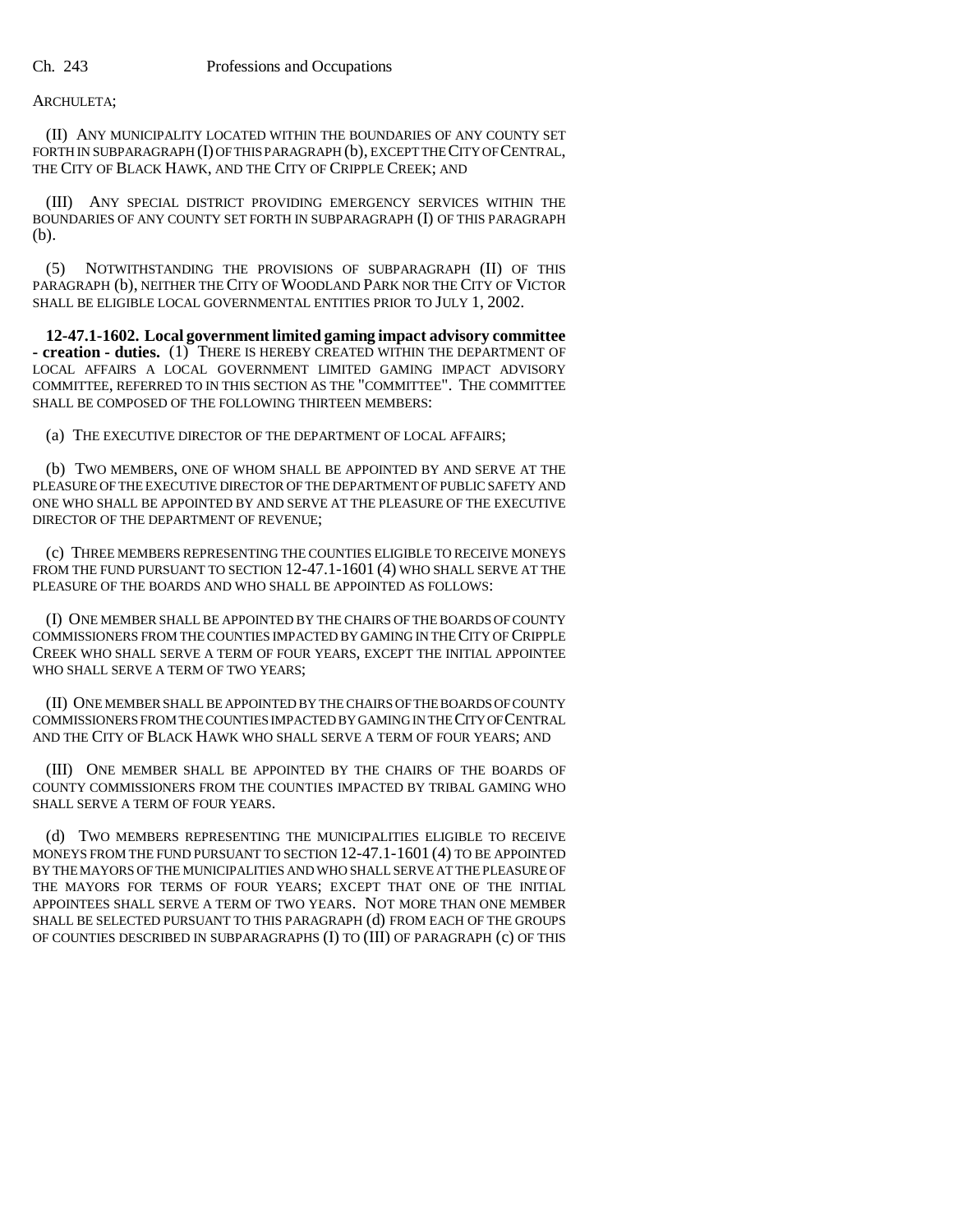ARCHULETA;

(II) ANY MUNICIPALITY LOCATED WITHIN THE BOUNDARIES OF ANY COUNTY SET FORTH IN SUBPARAGRAPH (I) OF THIS PARAGRAPH (b), EXCEPT THE CITY OF CENTRAL, THE CITY OF BLACK HAWK, AND THE CITY OF CRIPPLE CREEK; AND

(III) ANY SPECIAL DISTRICT PROVIDING EMERGENCY SERVICES WITHIN THE BOUNDARIES OF ANY COUNTY SET FORTH IN SUBPARAGRAPH (I) OF THIS PARAGRAPH (b).

(5) NOTWITHSTANDING THE PROVISIONS OF SUBPARAGRAPH (II) OF THIS PARAGRAPH (b), NEITHER THE CITY OF WOODLAND PARK NOR THE CITY OF VICTOR SHALL BE ELIGIBLE LOCAL GOVERNMENTAL ENTITIES PRIOR TO JULY 1, 2002.

**12-47.1-1602. Local government limited gaming impact advisory committee - creation - duties.** (1) THERE IS HEREBY CREATED WITHIN THE DEPARTMENT OF LOCAL AFFAIRS A LOCAL GOVERNMENT LIMITED GAMING IMPACT ADVISORY COMMITTEE, REFERRED TO IN THIS SECTION AS THE "COMMITTEE". THE COMMITTEE SHALL BE COMPOSED OF THE FOLLOWING THIRTEEN MEMBERS:

(a) THE EXECUTIVE DIRECTOR OF THE DEPARTMENT OF LOCAL AFFAIRS;

(b) TWO MEMBERS, ONE OF WHOM SHALL BE APPOINTED BY AND SERVE AT THE PLEASURE OF THE EXECUTIVE DIRECTOR OF THE DEPARTMENT OF PUBLIC SAFETY AND ONE WHO SHALL BE APPOINTED BY AND SERVE AT THE PLEASURE OF THE EXECUTIVE DIRECTOR OF THE DEPARTMENT OF REVENUE;

(c) THREE MEMBERS REPRESENTING THE COUNTIES ELIGIBLE TO RECEIVE MONEYS FROM THE FUND PURSUANT TO SECTION 12-47.1-1601 (4) WHO SHALL SERVE AT THE PLEASURE OF THE BOARDS AND WHO SHALL BE APPOINTED AS FOLLOWS:

(I) ONE MEMBER SHALL BE APPOINTED BY THE CHAIRS OF THE BOARDS OF COUNTY COMMISSIONERS FROM THE COUNTIES IMPACTED BY GAMING IN THE CITY OF CRIPPLE CREEK WHO SHALL SERVE A TERM OF FOUR YEARS, EXCEPT THE INITIAL APPOINTEE WHO SHALL SERVE A TERM OF TWO YEARS;

(II) ONE MEMBER SHALL BE APPOINTED BY THE CHAIRS OF THE BOARDS OF COUNTY COMMISSIONERS FROM THE COUNTIES IMPACTED BY GAMING IN THE CITY OF CENTRAL AND THE CITY OF BLACK HAWK WHO SHALL SERVE A TERM OF FOUR YEARS; AND

(III) ONE MEMBER SHALL BE APPOINTED BY THE CHAIRS OF THE BOARDS OF COUNTY COMMISSIONERS FROM THE COUNTIES IMPACTED BY TRIBAL GAMING WHO SHALL SERVE A TERM OF FOUR YEARS.

(d) TWO MEMBERS REPRESENTING THE MUNICIPALITIES ELIGIBLE TO RECEIVE MONEYS FROM THE FUND PURSUANT TO SECTION 12-47.1-1601 (4) TO BE APPOINTED BY THE MAYORS OF THE MUNICIPALITIES AND WHO SHALL SERVE AT THE PLEASURE OF THE MAYORS FOR TERMS OF FOUR YEARS; EXCEPT THAT ONE OF THE INITIAL APPOINTEES SHALL SERVE A TERM OF TWO YEARS. NOT MORE THAN ONE MEMBER SHALL BE SELECTED PURSUANT TO THIS PARAGRAPH (d) FROM EACH OF THE GROUPS OF COUNTIES DESCRIBED IN SUBPARAGRAPHS (I) TO (III) OF PARAGRAPH (c) OF THIS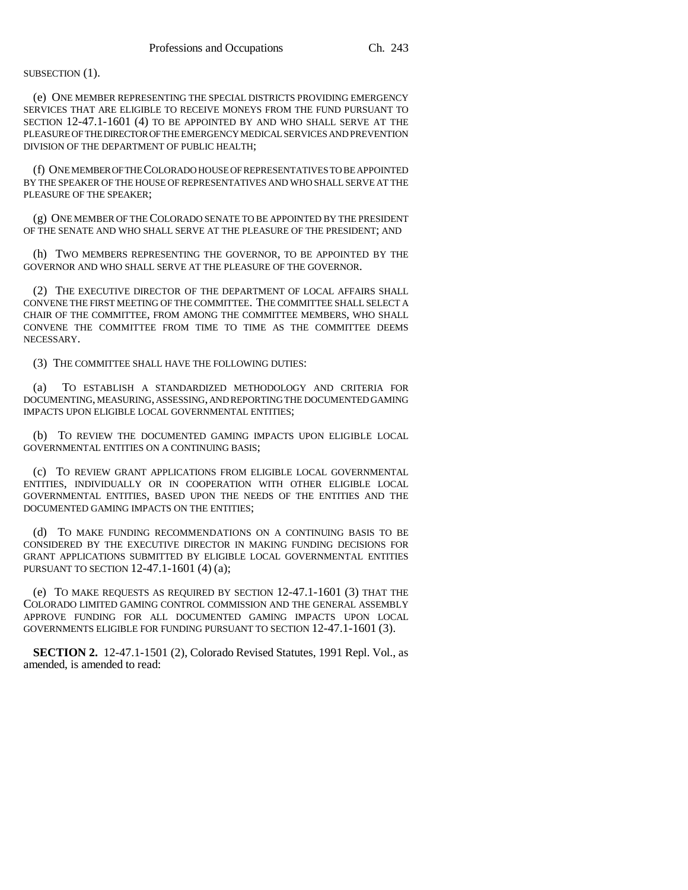SUBSECTION (1).

(e) ONE MEMBER REPRESENTING THE SPECIAL DISTRICTS PROVIDING EMERGENCY SERVICES THAT ARE ELIGIBLE TO RECEIVE MONEYS FROM THE FUND PURSUANT TO SECTION 12-47.1-1601 (4) TO BE APPOINTED BY AND WHO SHALL SERVE AT THE PLEASURE OF THE DIRECTOR OF THE EMERGENCY MEDICAL SERVICES AND PREVENTION DIVISION OF THE DEPARTMENT OF PUBLIC HEALTH;

(f) ONE MEMBER OF THE COLORADO HOUSE OF REPRESENTATIVES TO BE APPOINTED BY THE SPEAKER OF THE HOUSE OF REPRESENTATIVES AND WHO SHALL SERVE AT THE PLEASURE OF THE SPEAKER;

(g) ONE MEMBER OF THE COLORADO SENATE TO BE APPOINTED BY THE PRESIDENT OF THE SENATE AND WHO SHALL SERVE AT THE PLEASURE OF THE PRESIDENT; AND

(h) TWO MEMBERS REPRESENTING THE GOVERNOR, TO BE APPOINTED BY THE GOVERNOR AND WHO SHALL SERVE AT THE PLEASURE OF THE GOVERNOR.

(2) THE EXECUTIVE DIRECTOR OF THE DEPARTMENT OF LOCAL AFFAIRS SHALL CONVENE THE FIRST MEETING OF THE COMMITTEE. THE COMMITTEE SHALL SELECT A CHAIR OF THE COMMITTEE, FROM AMONG THE COMMITTEE MEMBERS, WHO SHALL CONVENE THE COMMITTEE FROM TIME TO TIME AS THE COMMITTEE DEEMS NECESSARY.

(3) THE COMMITTEE SHALL HAVE THE FOLLOWING DUTIES:

(a) TO ESTABLISH A STANDARDIZED METHODOLOGY AND CRITERIA FOR DOCUMENTING, MEASURING, ASSESSING, AND REPORTING THE DOCUMENTED GAMING IMPACTS UPON ELIGIBLE LOCAL GOVERNMENTAL ENTITIES;

(b) TO REVIEW THE DOCUMENTED GAMING IMPACTS UPON ELIGIBLE LOCAL GOVERNMENTAL ENTITIES ON A CONTINUING BASIS;

(c) TO REVIEW GRANT APPLICATIONS FROM ELIGIBLE LOCAL GOVERNMENTAL ENTITIES, INDIVIDUALLY OR IN COOPERATION WITH OTHER ELIGIBLE LOCAL GOVERNMENTAL ENTITIES, BASED UPON THE NEEDS OF THE ENTITIES AND THE DOCUMENTED GAMING IMPACTS ON THE ENTITIES;

(d) TO MAKE FUNDING RECOMMENDATIONS ON A CONTINUING BASIS TO BE CONSIDERED BY THE EXECUTIVE DIRECTOR IN MAKING FUNDING DECISIONS FOR GRANT APPLICATIONS SUBMITTED BY ELIGIBLE LOCAL GOVERNMENTAL ENTITIES PURSUANT TO SECTION 12-47.1-1601 (4) (a);

(e) TO MAKE REQUESTS AS REQUIRED BY SECTION 12-47.1-1601 (3) THAT THE COLORADO LIMITED GAMING CONTROL COMMISSION AND THE GENERAL ASSEMBLY APPROVE FUNDING FOR ALL DOCUMENTED GAMING IMPACTS UPON LOCAL GOVERNMENTS ELIGIBLE FOR FUNDING PURSUANT TO SECTION 12-47.1-1601 (3).

**SECTION 2.** 12-47.1-1501 (2), Colorado Revised Statutes, 1991 Repl. Vol., as amended, is amended to read: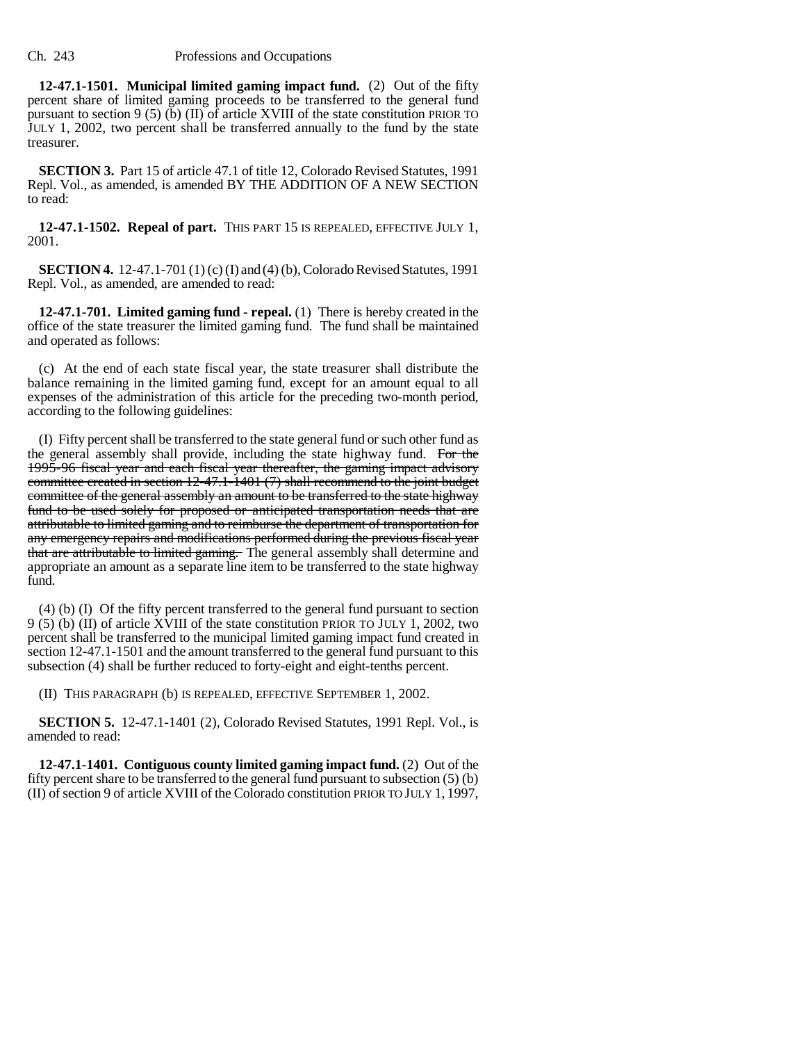**12-47.1-1501. Municipal limited gaming impact fund.** (2) Out of the fifty percent share of limited gaming proceeds to be transferred to the general fund pursuant to section 9 (5) (b) (II) of article XVIII of the state constitution PRIOR TO JULY 1, 2002, two percent shall be transferred annually to the fund by the state treasurer.

**SECTION 3.** Part 15 of article 47.1 of title 12, Colorado Revised Statutes, 1991 Repl. Vol., as amended, is amended BY THE ADDITION OF A NEW SECTION to read:

**12-47.1-1502. Repeal of part.** THIS PART 15 IS REPEALED, EFFECTIVE JULY 1, 2001.

**SECTION 4.** 12-47.1-701 (1) (c) (I) and (4) (b), Colorado Revised Statutes, 1991 Repl. Vol., as amended, are amended to read:

**12-47.1-701. Limited gaming fund - repeal.** (1) There is hereby created in the office of the state treasurer the limited gaming fund. The fund shall be maintained and operated as follows:

(c) At the end of each state fiscal year, the state treasurer shall distribute the balance remaining in the limited gaming fund, except for an amount equal to all expenses of the administration of this article for the preceding two-month period, according to the following guidelines:

(I) Fifty percent shall be transferred to the state general fund or such other fund as the general assembly shall provide, including the state highway fund. ~~For the 1995-96 fiscal year and each fiscal year thereafter, the gaming impact advisory committee created in section 12-47.1-1401 (7) shall recommend to the joint budget committee of the general assembly an amount to be transferred to the state highway fund to be used solely for proposed or anticipated transportation needs that are attributable to limited gaming and to reimburse the department of transportation for any emergency repairs and modifications performed during the previous fiscal year that are attributable to limited gaming.~~ The general assembly shall determine and appropriate an amount as a separate line item to be transferred to the state highway fund.

(4) (b) (I) Of the fifty percent transferred to the general fund pursuant to section 9 (5) (b) (II) of article XVIII of the state constitution PRIOR TO JULY 1, 2002, two percent shall be transferred to the municipal limited gaming impact fund created in section 12-47.1-1501 and the amount transferred to the general fund pursuant to this subsection (4) shall be further reduced to forty-eight and eight-tenths percent.

(II) THIS PARAGRAPH (b) IS REPEALED, EFFECTIVE SEPTEMBER 1, 2002.

**SECTION 5.** 12-47.1-1401 (2), Colorado Revised Statutes, 1991 Repl. Vol., is amended to read:

**12-47.1-1401. Contiguous county limited gaming impact fund.** (2) Out of the fifty percent share to be transferred to the general fund pursuant to subsection (5) (b) (II) of section 9 of article XVIII of the Colorado constitution PRIOR TO JULY 1, 1997,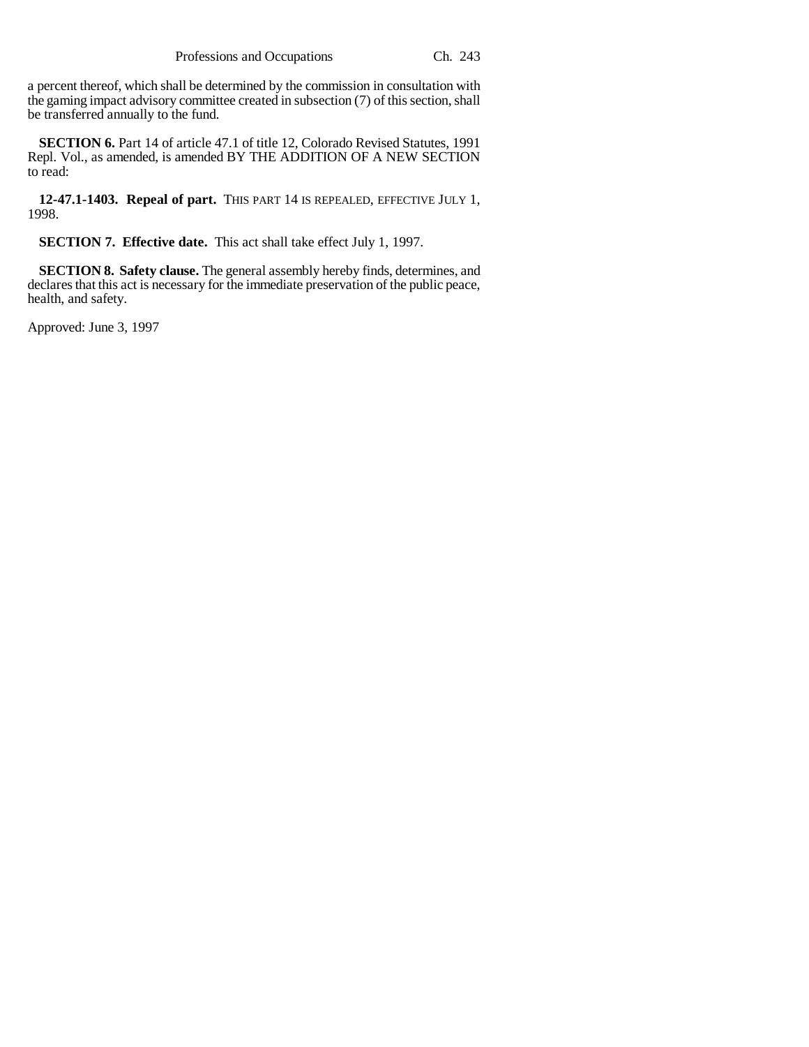a percent thereof, which shall be determined by the commission in consultation with the gaming impact advisory committee created in subsection (7) of this section, shall be transferred annually to the fund.

**SECTION 6.** Part 14 of article 47.1 of title 12, Colorado Revised Statutes, 1991 Repl. Vol., as amended, is amended BY THE ADDITION OF A NEW SECTION to read:

**12-47.1-1403. Repeal of part.** THIS PART 14 IS REPEALED, EFFECTIVE JULY 1, 1998.

**SECTION 7. Effective date.** This act shall take effect July 1, 1997.

**SECTION 8. Safety clause.** The general assembly hereby finds, determines, and declares that this act is necessary for the immediate preservation of the public peace, health, and safety.

Approved: June 3, 1997